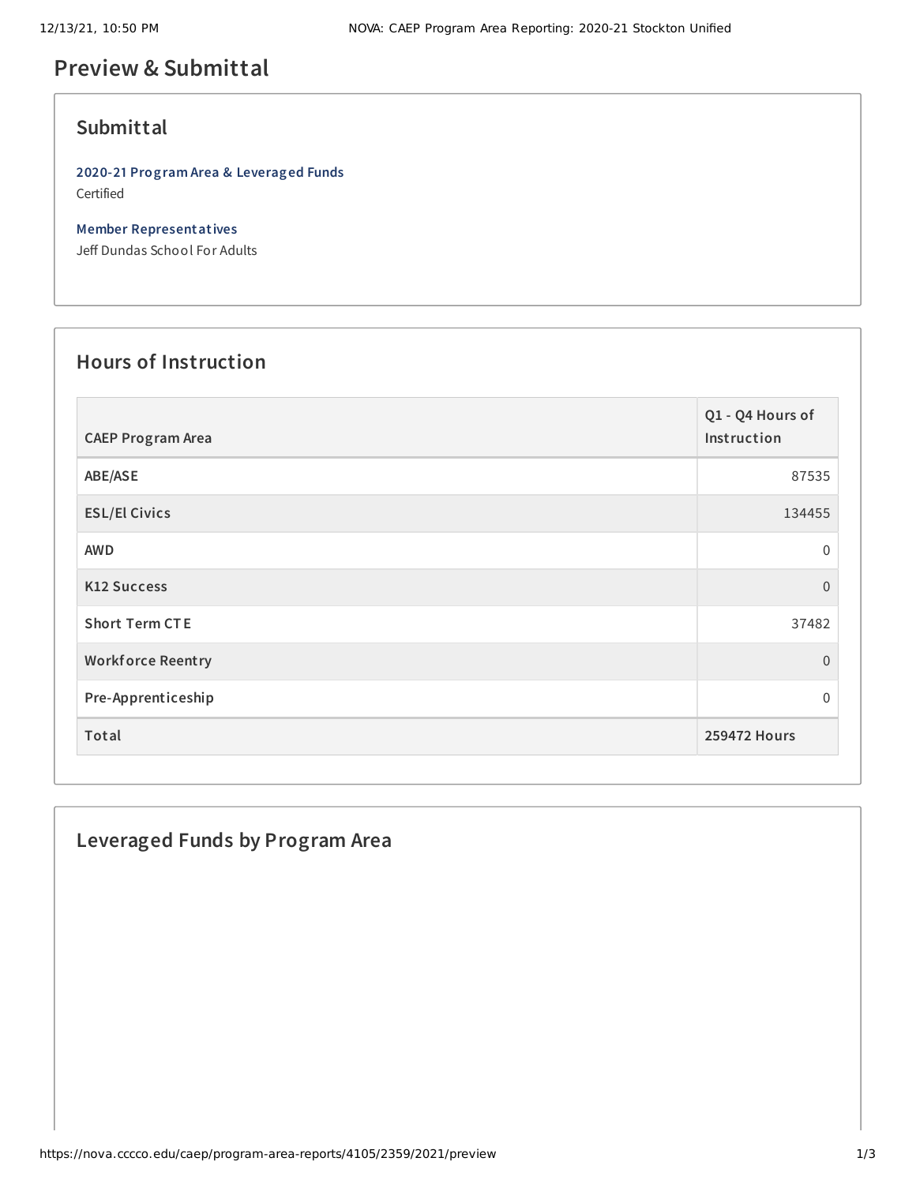# Preview & Submittal

## Submittal

**2020-21 Program Area & Leveraged Funds**
Certified

**Member Representatives**
Jeff Dundas School For Adults

## Hours of Instruction

| CAEP Program Area | Q1 - Q4 Hours of Instruction |
|---|---|
| ABE/ASE | 87535 |
| ESL/El Civics | 134455 |
| AWD | 0 |
| K12 Success | 0 |
| Short Term CTE | 37482 |
| Workforce Reentry | 0 |
| Pre-Apprenticeship | 0 |
| **Total** | **259472 Hours** |

## Leveraged Funds by Program Area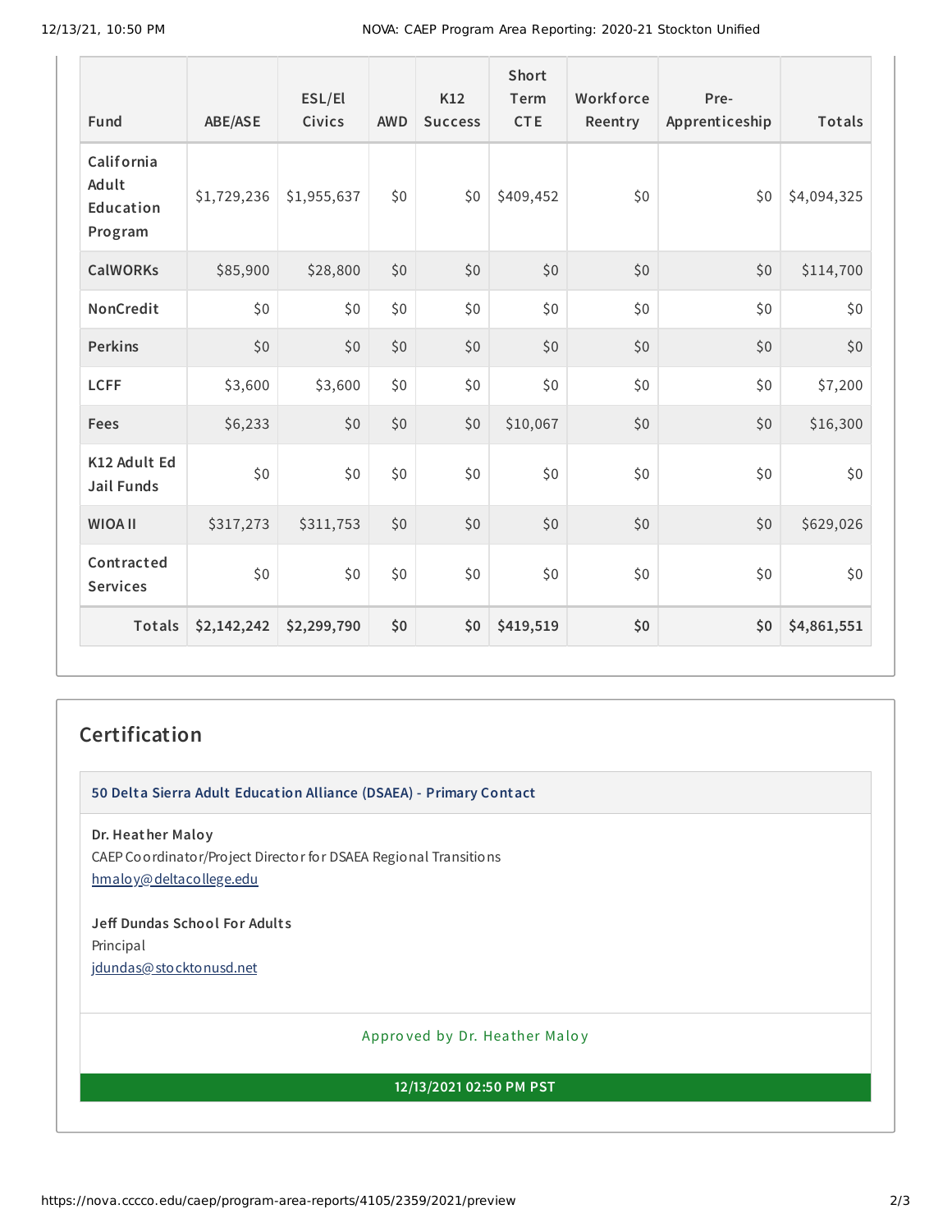| Fund | ABE/ASE | ESL/El Civics | AWD | K12 Success | Short Term CTE | Workforce Reentry | Pre-Apprenticeship | Totals |
|---|---|---|---|---|---|---|---|---|
| California Adult Education Program | $1,729,236 | $1,955,637 | $0 | $0 | $409,452 | $0 | $0 | $4,094,325 |
| CalWORKs | $85,900 | $28,800 | $0 | $0 | $0 | $0 | $0 | $114,700 |
| NonCredit | $0 | $0 | $0 | $0 | $0 | $0 | $0 | $0 |
| Perkins | $0 | $0 | $0 | $0 | $0 | $0 | $0 | $0 |
| LCFF | $3,600 | $3,600 | $0 | $0 | $0 | $0 | $0 | $7,200 |
| Fees | $6,233 | $0 | $0 | $0 | $10,067 | $0 | $0 | $16,300 |
| K12 Adult Ed Jail Funds | $0 | $0 | $0 | $0 | $0 | $0 | $0 | $0 |
| WIOA II | $317,273 | $311,753 | $0 | $0 | $0 | $0 | $0 | $629,026 |
| Contracted Services | $0 | $0 | $0 | $0 | $0 | $0 | $0 | $0 |
| **Totals** | **$2,142,242** | **$2,299,790** | **$0** | **$0** | **$419,519** | **$0** | **$0** | **$4,861,551** |

## Certification

**50 Delta Sierra Adult Education Alliance (DSAEA) - Primary Contact**

**Dr. Heather Maloy**
CAEP Coordinator/Project Director for DSAEA Regional Transitions
hmaloy@deltacollege.edu

**Jeff Dundas School For Adults**
Principal
jdundas@stocktonusd.net

Approved by Dr. Heather Maloy

**12/13/2021 02:50 PM PST**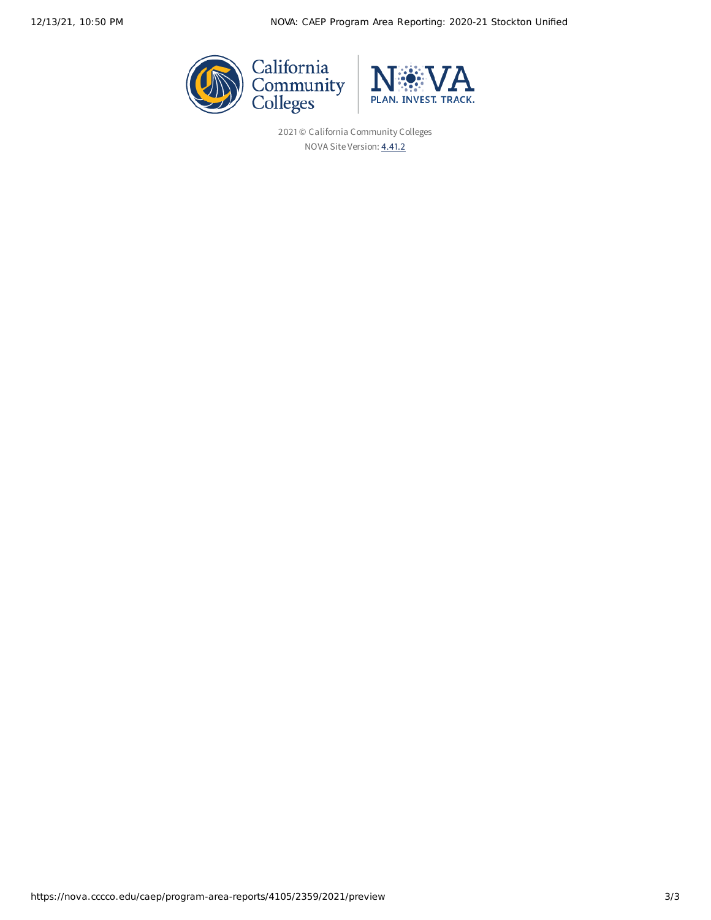California Community Colleges

NOVA PLAN. INVEST. TRACK.

2021 © California Community Colleges

NOVA Site Version: 4.41.2